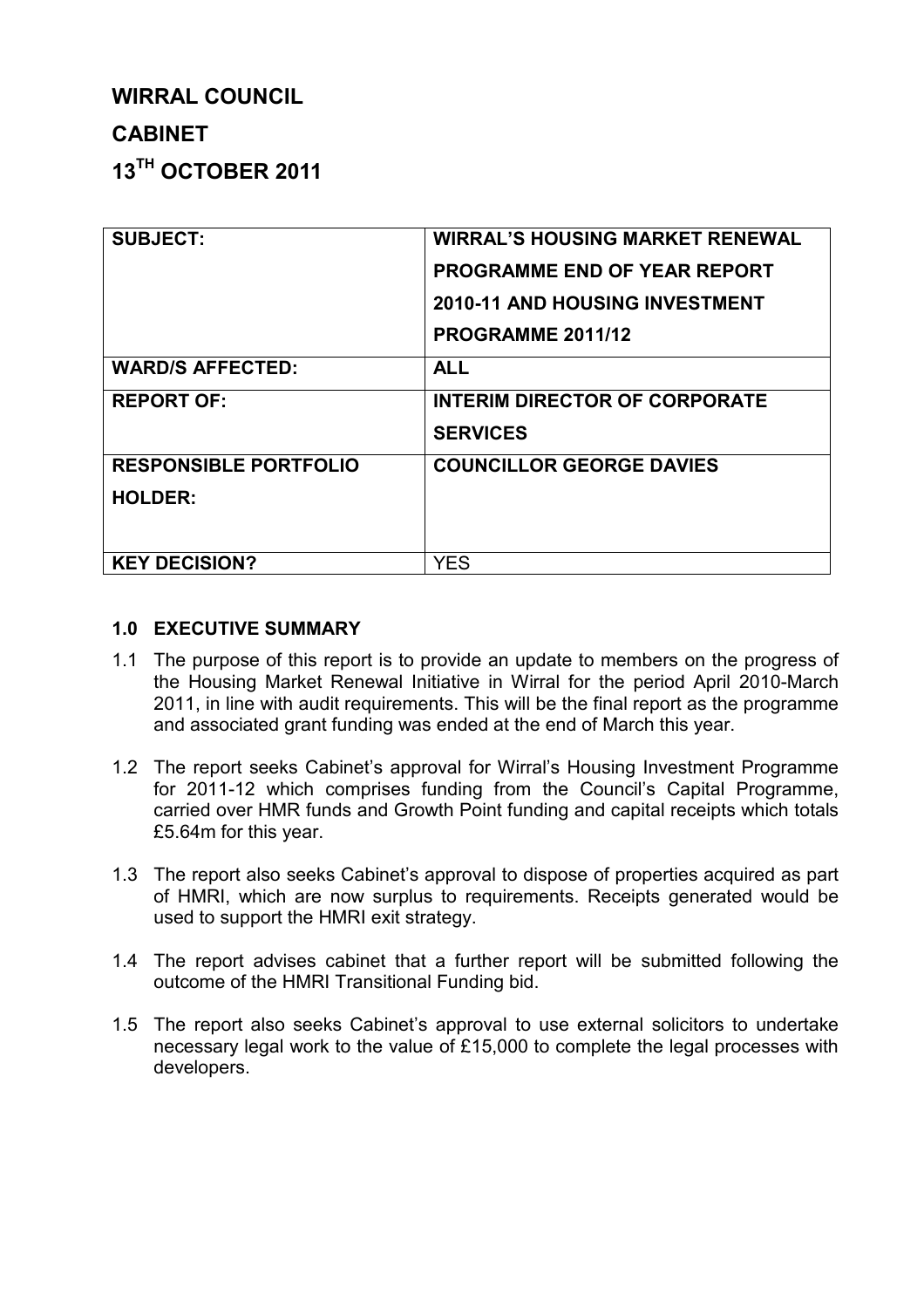# WIRRAL COUNCIL

# CABINET

# 13TH OCTOBER 2011

| SUBJECT: | WIRRAL'S HOUSING MARKET RENEWAL PROGRAMME END OF YEAR REPORT 2010-11 AND HOUSING INVESTMENT PROGRAMME 2011/12 |
|---|---|
| WARD/S AFFECTED: | ALL |
| REPORT OF: | INTERIM DIRECTOR OF CORPORATE SERVICES |
| RESPONSIBLE PORTFOLIO HOLDER: | COUNCILLOR GEORGE DAVIES |
| KEY DECISION? | YES |

## 1.0 EXECUTIVE SUMMARY

1.1 The purpose of this report is to provide an update to members on the progress of the Housing Market Renewal Initiative in Wirral for the period April 2010-March 2011, in line with audit requirements. This will be the final report as the programme and associated grant funding was ended at the end of March this year.

1.2 The report seeks Cabinet's approval for Wirral's Housing Investment Programme for 2011-12 which comprises funding from the Council's Capital Programme, carried over HMR funds and Growth Point funding and capital receipts which totals £5.64m for this year.

1.3 The report also seeks Cabinet's approval to dispose of properties acquired as part of HMRI, which are now surplus to requirements. Receipts generated would be used to support the HMRI exit strategy.

1.4 The report advises cabinet that a further report will be submitted following the outcome of the HMRI Transitional Funding bid.

1.5 The report also seeks Cabinet's approval to use external solicitors to undertake necessary legal work to the value of £15,000 to complete the legal processes with developers.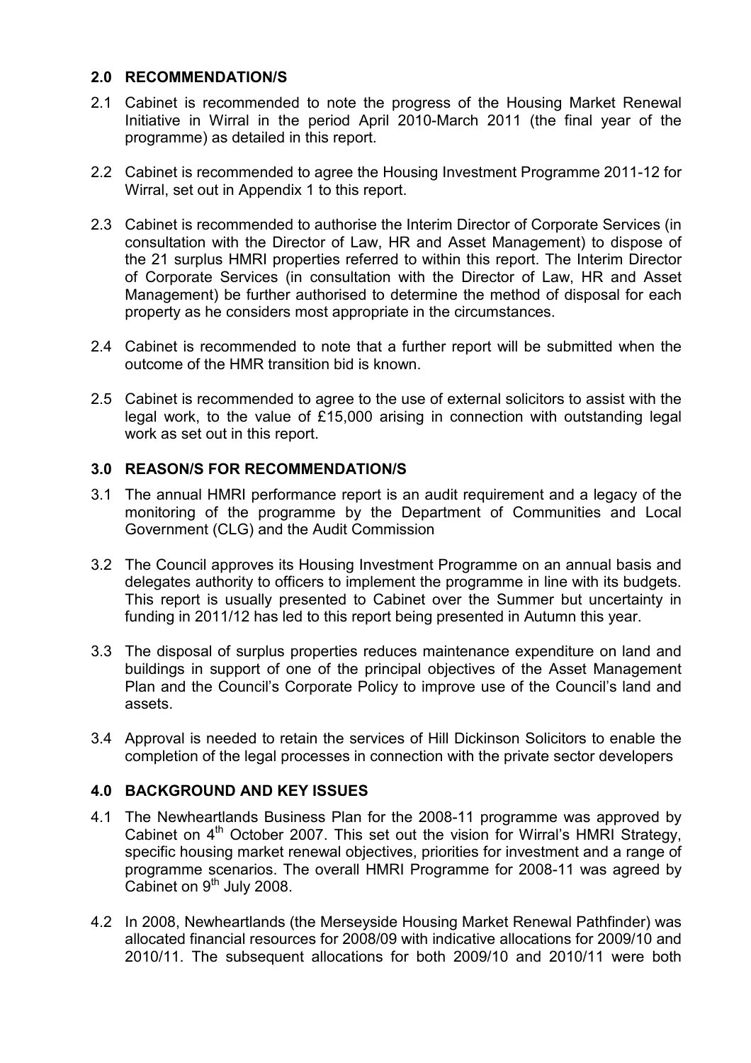## 2.0 RECOMMENDATION/S

2.1 Cabinet is recommended to note the progress of the Housing Market Renewal Initiative in Wirral in the period April 2010-March 2011 (the final year of the programme) as detailed in this report.

2.2 Cabinet is recommended to agree the Housing Investment Programme 2011-12 for Wirral, set out in Appendix 1 to this report.

2.3 Cabinet is recommended to authorise the Interim Director of Corporate Services (in consultation with the Director of Law, HR and Asset Management) to dispose of the 21 surplus HMRI properties referred to within this report. The Interim Director of Corporate Services (in consultation with the Director of Law, HR and Asset Management) be further authorised to determine the method of disposal for each property as he considers most appropriate in the circumstances.

2.4 Cabinet is recommended to note that a further report will be submitted when the outcome of the HMR transition bid is known.

2.5 Cabinet is recommended to agree to the use of external solicitors to assist with the legal work, to the value of £15,000 arising in connection with outstanding legal work as set out in this report.

## 3.0 REASON/S FOR RECOMMENDATION/S

3.1 The annual HMRI performance report is an audit requirement and a legacy of the monitoring of the programme by the Department of Communities and Local Government (CLG) and the Audit Commission

3.2 The Council approves its Housing Investment Programme on an annual basis and delegates authority to officers to implement the programme in line with its budgets. This report is usually presented to Cabinet over the Summer but uncertainty in funding in 2011/12 has led to this report being presented in Autumn this year.

3.3 The disposal of surplus properties reduces maintenance expenditure on land and buildings in support of one of the principal objectives of the Asset Management Plan and the Council's Corporate Policy to improve use of the Council's land and assets.

3.4 Approval is needed to retain the services of Hill Dickinson Solicitors to enable the completion of the legal processes in connection with the private sector developers

## 4.0 BACKGROUND AND KEY ISSUES

4.1 The Newheartlands Business Plan for the 2008-11 programme was approved by Cabinet on 4th October 2007. This set out the vision for Wirral's HMRI Strategy, specific housing market renewal objectives, priorities for investment and a range of programme scenarios. The overall HMRI Programme for 2008-11 was agreed by Cabinet on 9th July 2008.

4.2 In 2008, Newheartlands (the Merseyside Housing Market Renewal Pathfinder) was allocated financial resources for 2008/09 with indicative allocations for 2009/10 and 2010/11. The subsequent allocations for both 2009/10 and 2010/11 were both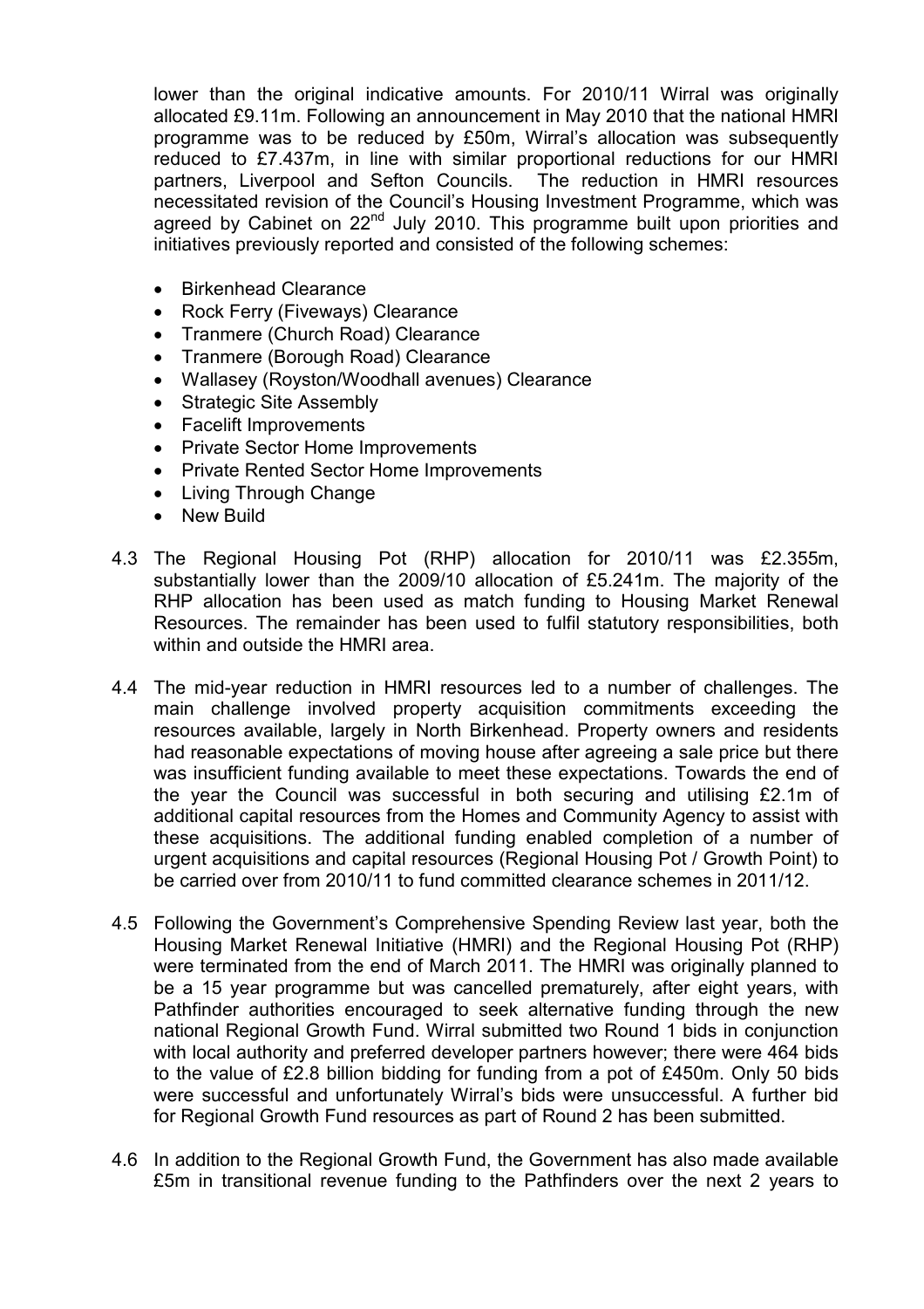lower than the original indicative amounts. For 2010/11 Wirral was originally allocated £9.11m. Following an announcement in May 2010 that the national HMRI programme was to be reduced by £50m, Wirral's allocation was subsequently reduced to £7.437m, in line with similar proportional reductions for our HMRI partners, Liverpool and Sefton Councils. The reduction in HMRI resources necessitated revision of the Council's Housing Investment Programme, which was agreed by Cabinet on 22nd July 2010. This programme built upon priorities and initiatives previously reported and consisted of the following schemes:

- Birkenhead Clearance
- Rock Ferry (Fiveways) Clearance
- Tranmere (Church Road) Clearance
- Tranmere (Borough Road) Clearance
- Wallasey (Royston/Woodhall avenues) Clearance
- Strategic Site Assembly
- Facelift Improvements
- Private Sector Home Improvements
- Private Rented Sector Home Improvements
- Living Through Change
- New Build

4.3 The Regional Housing Pot (RHP) allocation for 2010/11 was £2.355m, substantially lower than the 2009/10 allocation of £5.241m. The majority of the RHP allocation has been used as match funding to Housing Market Renewal Resources. The remainder has been used to fulfil statutory responsibilities, both within and outside the HMRI area.

4.4 The mid-year reduction in HMRI resources led to a number of challenges. The main challenge involved property acquisition commitments exceeding the resources available, largely in North Birkenhead. Property owners and residents had reasonable expectations of moving house after agreeing a sale price but there was insufficient funding available to meet these expectations. Towards the end of the year the Council was successful in both securing and utilising £2.1m of additional capital resources from the Homes and Community Agency to assist with these acquisitions. The additional funding enabled completion of a number of urgent acquisitions and capital resources (Regional Housing Pot / Growth Point) to be carried over from 2010/11 to fund committed clearance schemes in 2011/12.

4.5 Following the Government's Comprehensive Spending Review last year, both the Housing Market Renewal Initiative (HMRI) and the Regional Housing Pot (RHP) were terminated from the end of March 2011. The HMRI was originally planned to be a 15 year programme but was cancelled prematurely, after eight years, with Pathfinder authorities encouraged to seek alternative funding through the new national Regional Growth Fund. Wirral submitted two Round 1 bids in conjunction with local authority and preferred developer partners however; there were 464 bids to the value of £2.8 billion bidding for funding from a pot of £450m. Only 50 bids were successful and unfortunately Wirral's bids were unsuccessful. A further bid for Regional Growth Fund resources as part of Round 2 has been submitted.

4.6 In addition to the Regional Growth Fund, the Government has also made available £5m in transitional revenue funding to the Pathfinders over the next 2 years to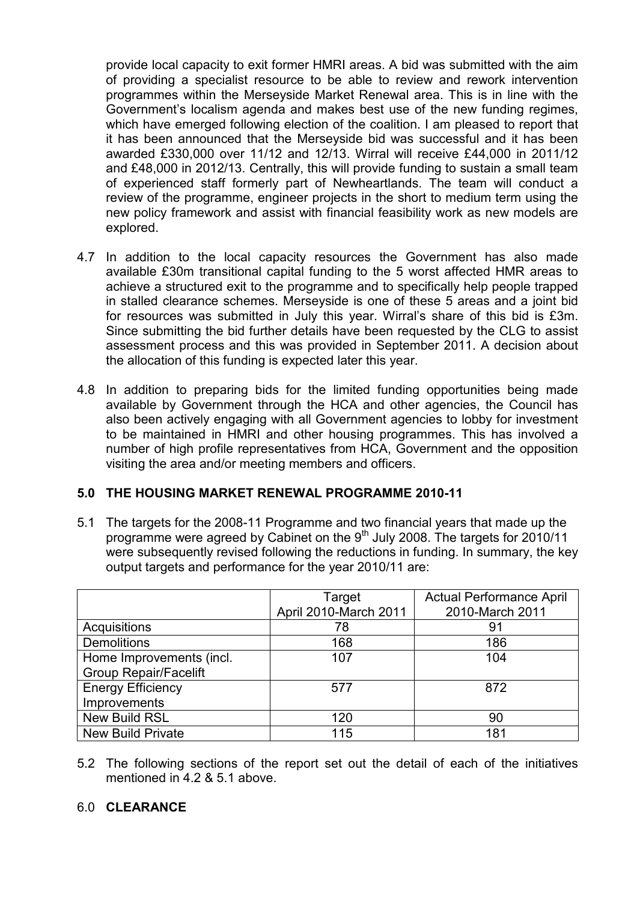provide local capacity to exit former HMRI areas. A bid was submitted with the aim of providing a specialist resource to be able to review and rework intervention programmes within the Merseyside Market Renewal area. This is in line with the Government's localism agenda and makes best use of the new funding regimes, which have emerged following election of the coalition. I am pleased to report that it has been announced that the Merseyside bid was successful and it has been awarded £330,000 over 11/12 and 12/13. Wirral will receive £44,000 in 2011/12 and £48,000 in 2012/13. Centrally, this will provide funding to sustain a small team of experienced staff formerly part of Newheartlands. The team will conduct a review of the programme, engineer projects in the short to medium term using the new policy framework and assist with financial feasibility work as new models are explored.

4.7 In addition to the local capacity resources the Government has also made available £30m transitional capital funding to the 5 worst affected HMR areas to achieve a structured exit to the programme and to specifically help people trapped in stalled clearance schemes. Merseyside is one of these 5 areas and a joint bid for resources was submitted in July this year. Wirral's share of this bid is £3m. Since submitting the bid further details have been requested by the CLG to assist assessment process and this was provided in September 2011. A decision about the allocation of this funding is expected later this year.

4.8 In addition to preparing bids for the limited funding opportunities being made available by Government through the HCA and other agencies, the Council has also been actively engaging with all Government agencies to lobby for investment to be maintained in HMRI and other housing programmes. This has involved a number of high profile representatives from HCA, Government and the opposition visiting the area and/or meeting members and officers.

## 5.0 THE HOUSING MARKET RENEWAL PROGRAMME 2010-11

5.1 The targets for the 2008-11 Programme and two financial years that made up the programme were agreed by Cabinet on the 9th July 2008. The targets for 2010/11 were subsequently revised following the reductions in funding. In summary, the key output targets and performance for the year 2010/11 are:

| | Target April 2010-March 2011 | Actual Performance April 2010-March 2011 |
|---|---|---|
| Acquisitions | 78 | 91 |
| Demolitions | 168 | 186 |
| Home Improvements (incl. Group Repair/Facelift | 107 | 104 |
| Energy Efficiency Improvements | 577 | 872 |
| New Build RSL | 120 | 90 |
| New Build Private | 115 | 181 |

5.2 The following sections of the report set out the detail of each of the initiatives mentioned in 4.2 & 5.1 above.

## 6.0 CLEARANCE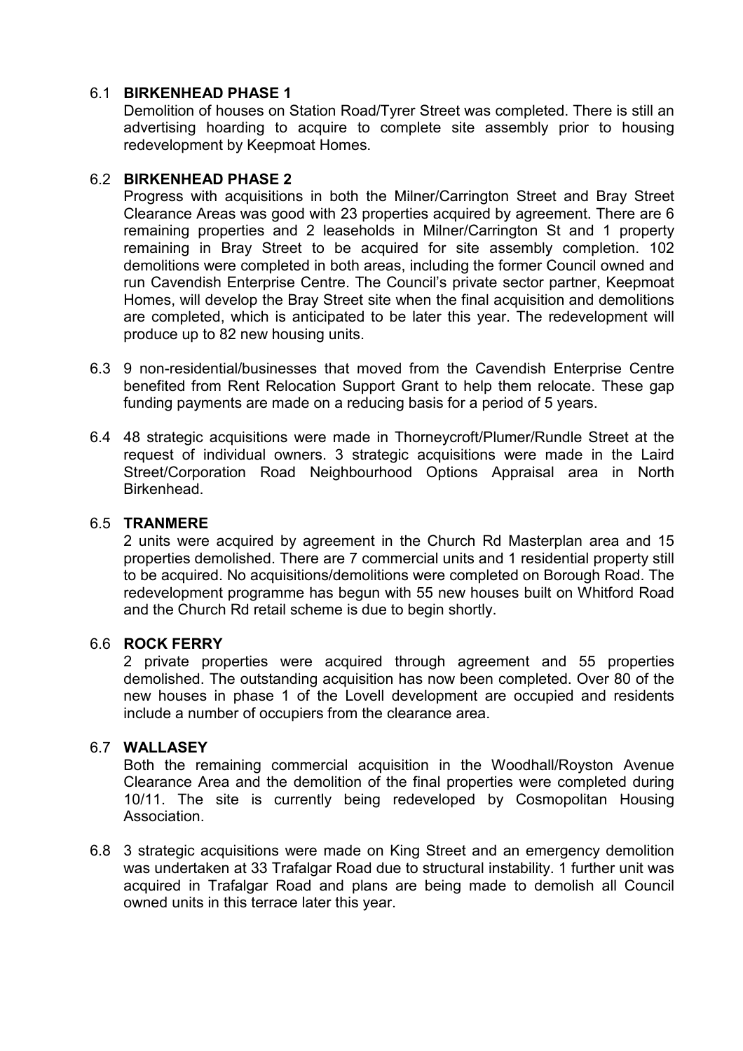6.1 **BIRKENHEAD PHASE 1**

Demolition of houses on Station Road/Tyrer Street was completed. There is still an advertising hoarding to acquire to complete site assembly prior to housing redevelopment by Keepmoat Homes.

6.2 **BIRKENHEAD PHASE 2**

Progress with acquisitions in both the Milner/Carrington Street and Bray Street Clearance Areas was good with 23 properties acquired by agreement. There are 6 remaining properties and 2 leaseholds in Milner/Carrington St and 1 property remaining in Bray Street to be acquired for site assembly completion. 102 demolitions were completed in both areas, including the former Council owned and run Cavendish Enterprise Centre. The Council's private sector partner, Keepmoat Homes, will develop the Bray Street site when the final acquisition and demolitions are completed, which is anticipated to be later this year. The redevelopment will produce up to 82 new housing units.

6.3 9 non-residential/businesses that moved from the Cavendish Enterprise Centre benefited from Rent Relocation Support Grant to help them relocate. These gap funding payments are made on a reducing basis for a period of 5 years.

6.4 48 strategic acquisitions were made in Thorneycroft/Plumer/Rundle Street at the request of individual owners. 3 strategic acquisitions were made in the Laird Street/Corporation Road Neighbourhood Options Appraisal area in North Birkenhead.

6.5 **TRANMERE**

2 units were acquired by agreement in the Church Rd Masterplan area and 15 properties demolished. There are 7 commercial units and 1 residential property still to be acquired. No acquisitions/demolitions were completed on Borough Road. The redevelopment programme has begun with 55 new houses built on Whitford Road and the Church Rd retail scheme is due to begin shortly.

6.6 **ROCK FERRY**

2 private properties were acquired through agreement and 55 properties demolished. The outstanding acquisition has now been completed. Over 80 of the new houses in phase 1 of the Lovell development are occupied and residents include a number of occupiers from the clearance area.

6.7 **WALLASEY**

Both the remaining commercial acquisition in the Woodhall/Royston Avenue Clearance Area and the demolition of the final properties were completed during 10/11. The site is currently being redeveloped by Cosmopolitan Housing Association.

6.8 3 strategic acquisitions were made on King Street and an emergency demolition was undertaken at 33 Trafalgar Road due to structural instability. 1 further unit was acquired in Trafalgar Road and plans are being made to demolish all Council owned units in this terrace later this year.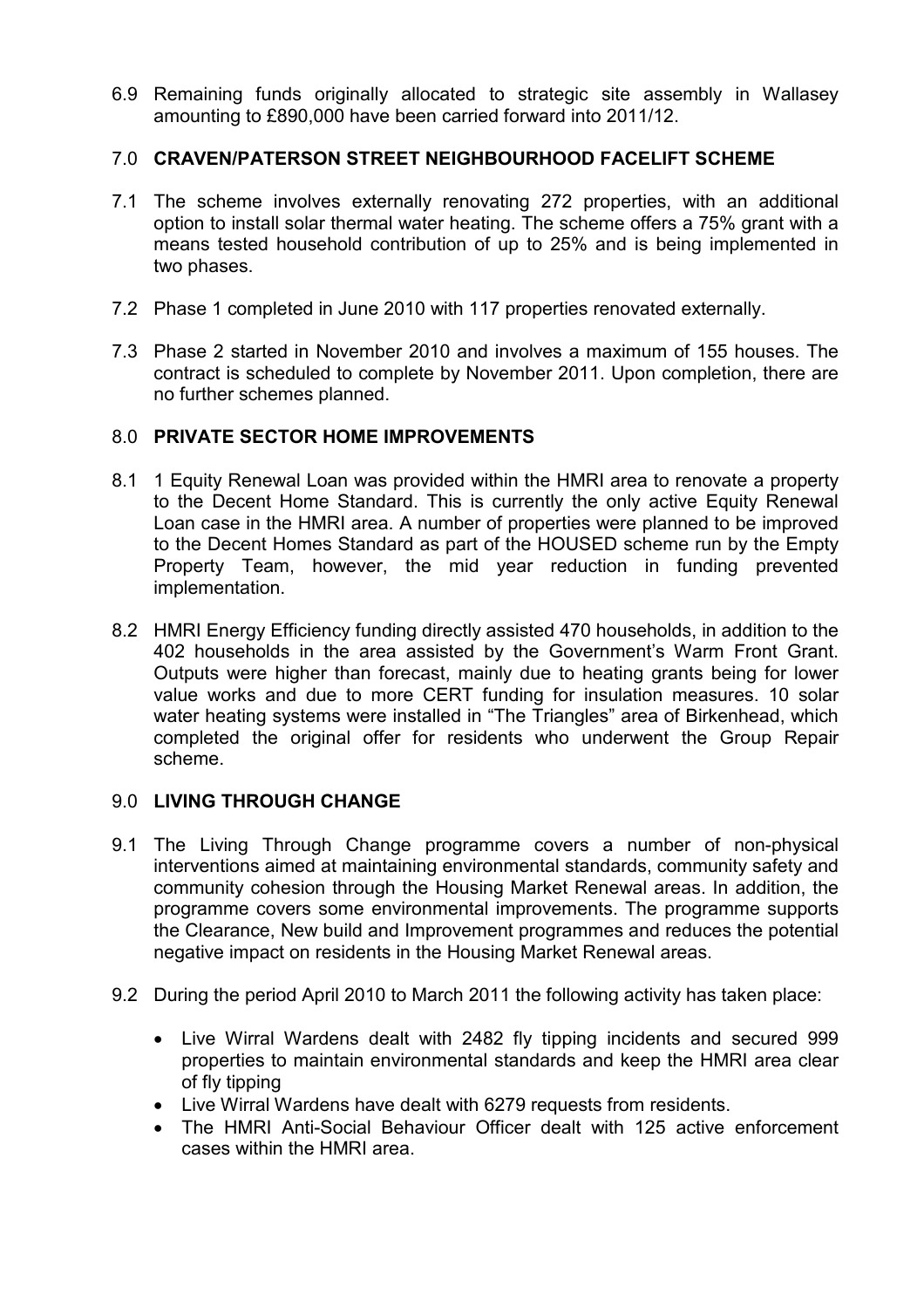6.9 Remaining funds originally allocated to strategic site assembly in Wallasey amounting to £890,000 have been carried forward into 2011/12.

## 7.0 CRAVEN/PATERSON STREET NEIGHBOURHOOD FACELIFT SCHEME

7.1 The scheme involves externally renovating 272 properties, with an additional option to install solar thermal water heating. The scheme offers a 75% grant with a means tested household contribution of up to 25% and is being implemented in two phases.

7.2 Phase 1 completed in June 2010 with 117 properties renovated externally.

7.3 Phase 2 started in November 2010 and involves a maximum of 155 houses. The contract is scheduled to complete by November 2011. Upon completion, there are no further schemes planned.

## 8.0 PRIVATE SECTOR HOME IMPROVEMENTS

8.1 1 Equity Renewal Loan was provided within the HMRI area to renovate a property to the Decent Home Standard. This is currently the only active Equity Renewal Loan case in the HMRI area. A number of properties were planned to be improved to the Decent Homes Standard as part of the HOUSED scheme run by the Empty Property Team, however, the mid year reduction in funding prevented implementation.

8.2 HMRI Energy Efficiency funding directly assisted 470 households, in addition to the 402 households in the area assisted by the Government's Warm Front Grant. Outputs were higher than forecast, mainly due to heating grants being for lower value works and due to more CERT funding for insulation measures. 10 solar water heating systems were installed in "The Triangles" area of Birkenhead, which completed the original offer for residents who underwent the Group Repair scheme.

## 9.0 LIVING THROUGH CHANGE

9.1 The Living Through Change programme covers a number of non-physical interventions aimed at maintaining environmental standards, community safety and community cohesion through the Housing Market Renewal areas. In addition, the programme covers some environmental improvements. The programme supports the Clearance, New build and Improvement programmes and reduces the potential negative impact on residents in the Housing Market Renewal areas.

9.2 During the period April 2010 to March 2011 the following activity has taken place:

- Live Wirral Wardens dealt with 2482 fly tipping incidents and secured 999 properties to maintain environmental standards and keep the HMRI area clear of fly tipping
- Live Wirral Wardens have dealt with 6279 requests from residents.
- The HMRI Anti-Social Behaviour Officer dealt with 125 active enforcement cases within the HMRI area.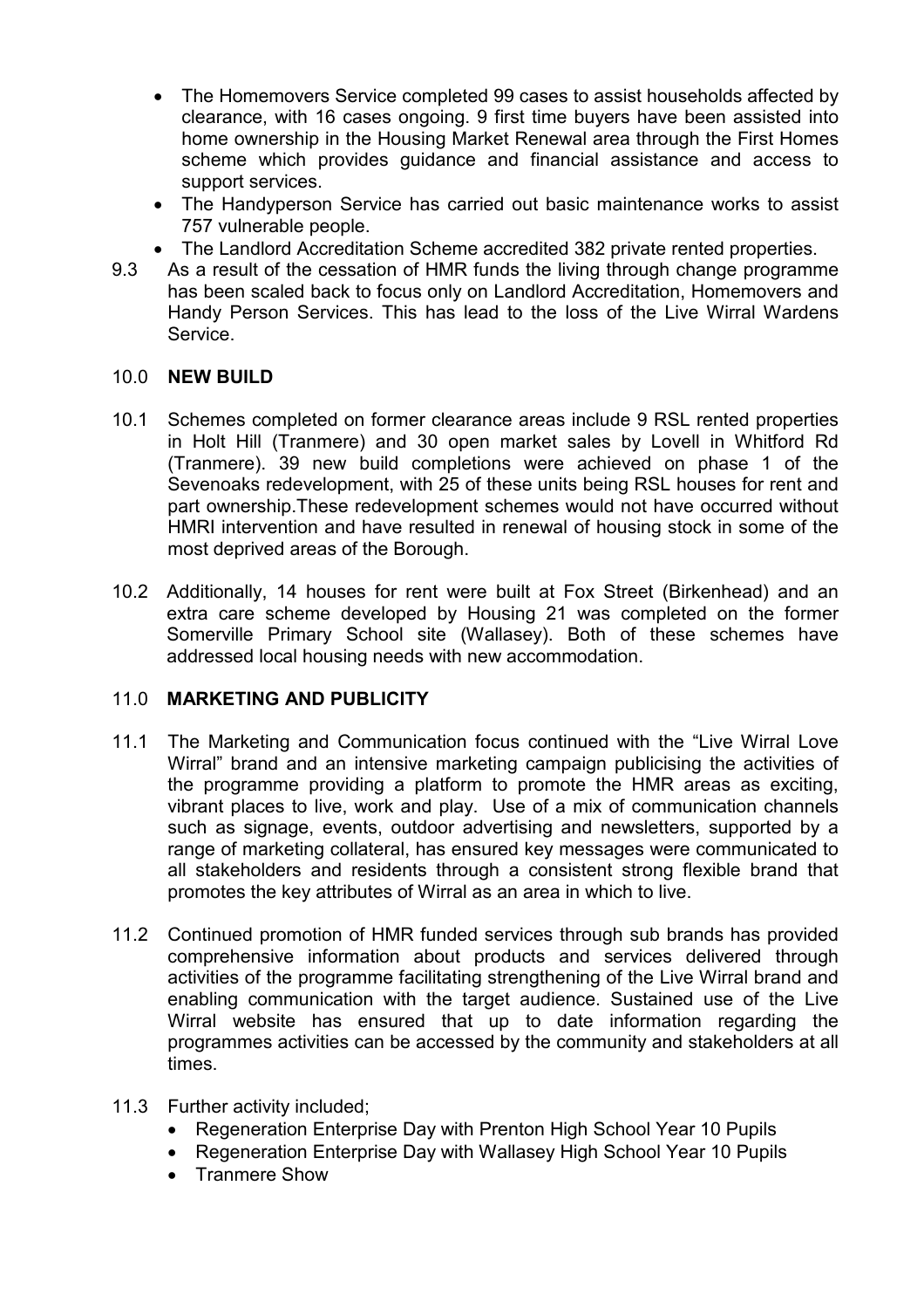- The Homemovers Service completed 99 cases to assist households affected by clearance, with 16 cases ongoing. 9 first time buyers have been assisted into home ownership in the Housing Market Renewal area through the First Homes scheme which provides guidance and financial assistance and access to support services.
- The Handyperson Service has carried out basic maintenance works to assist 757 vulnerable people.
- The Landlord Accreditation Scheme accredited 382 private rented properties.

9.3 As a result of the cessation of HMR funds the living through change programme has been scaled back to focus only on Landlord Accreditation, Homemovers and Handy Person Services. This has lead to the loss of the Live Wirral Wardens Service.

## 10.0 NEW BUILD

10.1 Schemes completed on former clearance areas include 9 RSL rented properties in Holt Hill (Tranmere) and 30 open market sales by Lovell in Whitford Rd (Tranmere). 39 new build completions were achieved on phase 1 of the Sevenoaks redevelopment, with 25 of these units being RSL houses for rent and part ownership.These redevelopment schemes would not have occurred without HMRI intervention and have resulted in renewal of housing stock in some of the most deprived areas of the Borough.

10.2 Additionally, 14 houses for rent were built at Fox Street (Birkenhead) and an extra care scheme developed by Housing 21 was completed on the former Somerville Primary School site (Wallasey). Both of these schemes have addressed local housing needs with new accommodation.

## 11.0 MARKETING AND PUBLICITY

11.1 The Marketing and Communication focus continued with the "Live Wirral Love Wirral" brand and an intensive marketing campaign publicising the activities of the programme providing a platform to promote the HMR areas as exciting, vibrant places to live, work and play. Use of a mix of communication channels such as signage, events, outdoor advertising and newsletters, supported by a range of marketing collateral, has ensured key messages were communicated to all stakeholders and residents through a consistent strong flexible brand that promotes the key attributes of Wirral as an area in which to live.

11.2 Continued promotion of HMR funded services through sub brands has provided comprehensive information about products and services delivered through activities of the programme facilitating strengthening of the Live Wirral brand and enabling communication with the target audience. Sustained use of the Live Wirral website has ensured that up to date information regarding the programmes activities can be accessed by the community and stakeholders at all times.

11.3 Further activity included;

- Regeneration Enterprise Day with Prenton High School Year 10 Pupils
- Regeneration Enterprise Day with Wallasey High School Year 10 Pupils
- Tranmere Show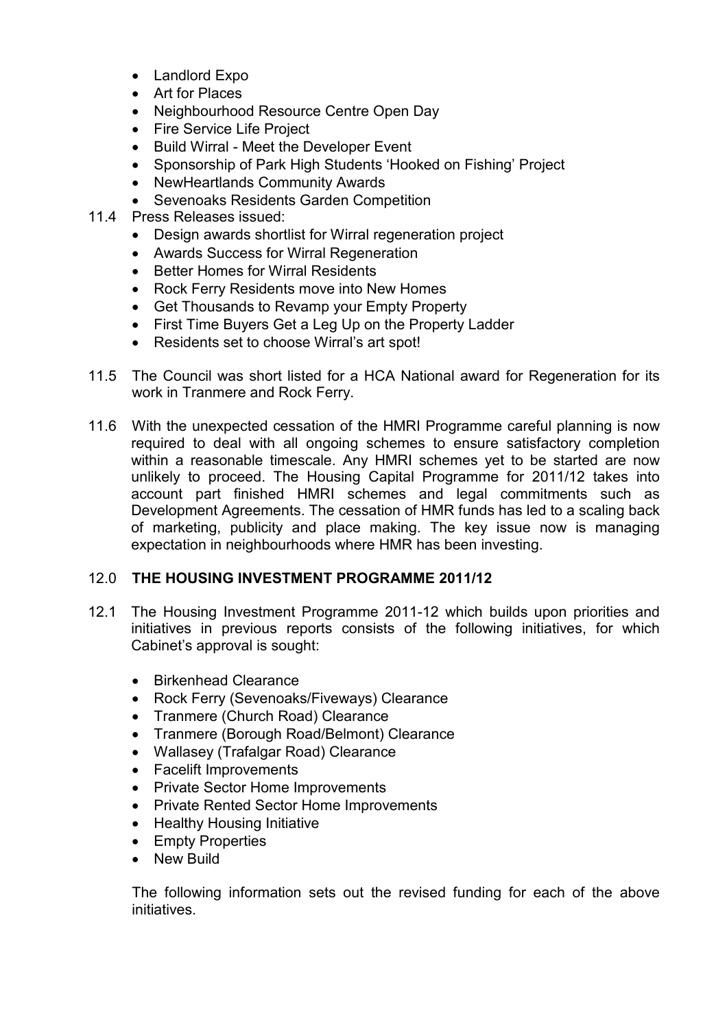- Landlord Expo
- Art for Places
- Neighbourhood Resource Centre Open Day
- Fire Service Life Project
- Build Wirral - Meet the Developer Event
- Sponsorship of Park High Students 'Hooked on Fishing' Project
- NewHeartlands Community Awards
- Sevenoaks Residents Garden Competition

11.4 Press Releases issued:

- Design awards shortlist for Wirral regeneration project
- Awards Success for Wirral Regeneration
- Better Homes for Wirral Residents
- Rock Ferry Residents move into New Homes
- Get Thousands to Revamp your Empty Property
- First Time Buyers Get a Leg Up on the Property Ladder
- Residents set to choose Wirral's art spot!

11.5 The Council was short listed for a HCA National award for Regeneration for its work in Tranmere and Rock Ferry.

11.6 With the unexpected cessation of the HMRI Programme careful planning is now required to deal with all ongoing schemes to ensure satisfactory completion within a reasonable timescale. Any HMRI schemes yet to be started are now unlikely to proceed. The Housing Capital Programme for 2011/12 takes into account part finished HMRI schemes and legal commitments such as Development Agreements. The cessation of HMR funds has led to a scaling back of marketing, publicity and place making. The key issue now is managing expectation in neighbourhoods where HMR has been investing.

## 12.0 THE HOUSING INVESTMENT PROGRAMME 2011/12

12.1 The Housing Investment Programme 2011-12 which builds upon priorities and initiatives in previous reports consists of the following initiatives, for which Cabinet's approval is sought:

- Birkenhead Clearance
- Rock Ferry (Sevenoaks/Fiveways) Clearance
- Tranmere (Church Road) Clearance
- Tranmere (Borough Road/Belmont) Clearance
- Wallasey (Trafalgar Road) Clearance
- Facelift Improvements
- Private Sector Home Improvements
- Private Rented Sector Home Improvements
- Healthy Housing Initiative
- Empty Properties
- New Build

The following information sets out the revised funding for each of the above initiatives.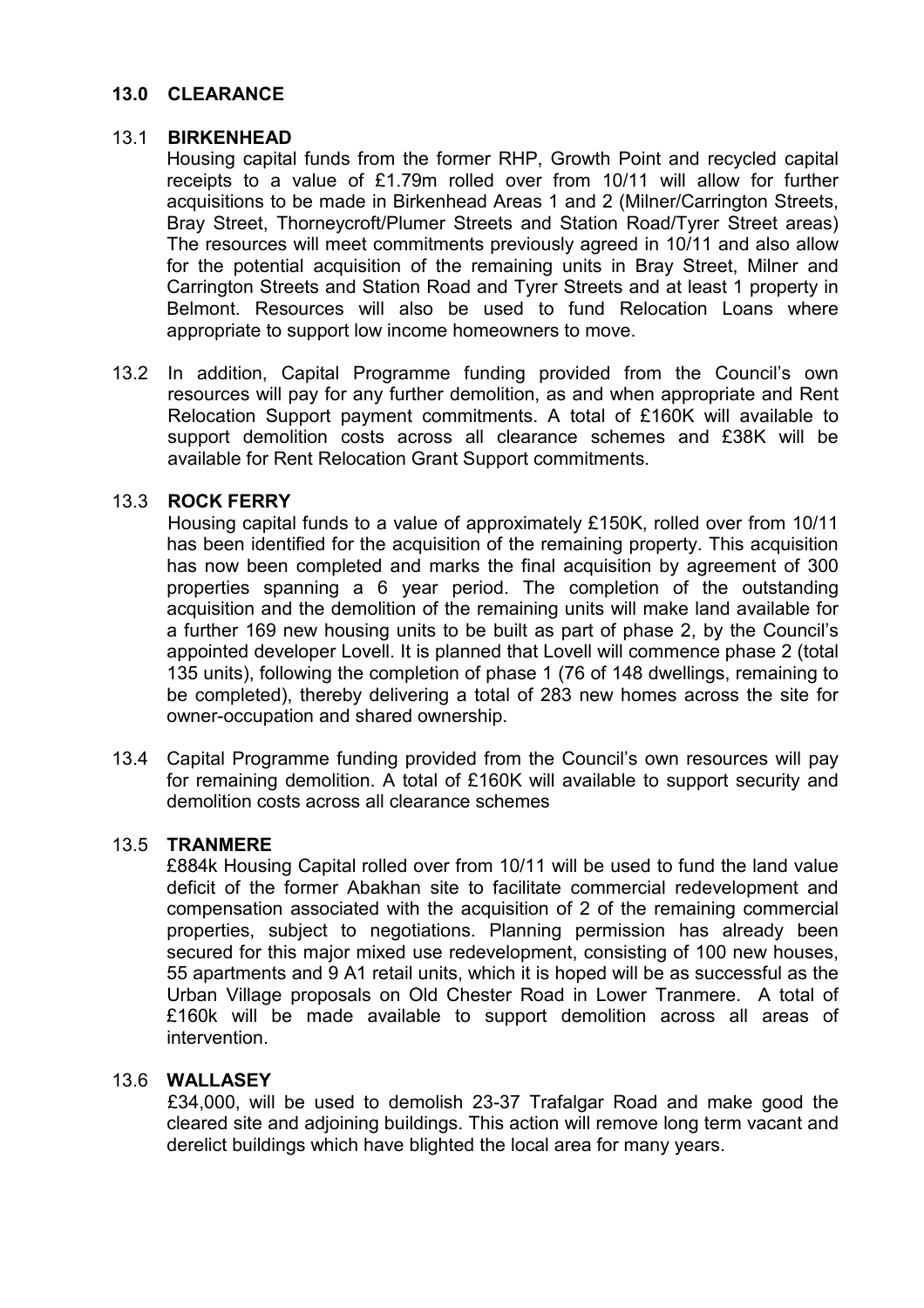## 13.0 CLEARANCE

### 13.1 BIRKENHEAD

Housing capital funds from the former RHP, Growth Point and recycled capital receipts to a value of £1.79m rolled over from 10/11 will allow for further acquisitions to be made in Birkenhead Areas 1 and 2 (Milner/Carrington Streets, Bray Street, Thorneycroft/Plumer Streets and Station Road/Tyrer Street areas) The resources will meet commitments previously agreed in 10/11 and also allow for the potential acquisition of the remaining units in Bray Street, Milner and Carrington Streets and Station Road and Tyrer Streets and at least 1 property in Belmont. Resources will also be used to fund Relocation Loans where appropriate to support low income homeowners to move.

13.2 In addition, Capital Programme funding provided from the Council's own resources will pay for any further demolition, as and when appropriate and Rent Relocation Support payment commitments. A total of £160K will available to support demolition costs across all clearance schemes and £38K will be available for Rent Relocation Grant Support commitments.

### 13.3 ROCK FERRY

Housing capital funds to a value of approximately £150K, rolled over from 10/11 has been identified for the acquisition of the remaining property. This acquisition has now been completed and marks the final acquisition by agreement of 300 properties spanning a 6 year period. The completion of the outstanding acquisition and the demolition of the remaining units will make land available for a further 169 new housing units to be built as part of phase 2, by the Council's appointed developer Lovell. It is planned that Lovell will commence phase 2 (total 135 units), following the completion of phase 1 (76 of 148 dwellings, remaining to be completed), thereby delivering a total of 283 new homes across the site for owner-occupation and shared ownership.

13.4 Capital Programme funding provided from the Council's own resources will pay for remaining demolition. A total of £160K will available to support security and demolition costs across all clearance schemes

### 13.5 TRANMERE

£884k Housing Capital rolled over from 10/11 will be used to fund the land value deficit of the former Abakhan site to facilitate commercial redevelopment and compensation associated with the acquisition of 2 of the remaining commercial properties, subject to negotiations. Planning permission has already been secured for this major mixed use redevelopment, consisting of 100 new houses, 55 apartments and 9 A1 retail units, which it is hoped will be as successful as the Urban Village proposals on Old Chester Road in Lower Tranmere. A total of £160k will be made available to support demolition across all areas of intervention.

### 13.6 WALLASEY

£34,000, will be used to demolish 23-37 Trafalgar Road and make good the cleared site and adjoining buildings. This action will remove long term vacant and derelict buildings which have blighted the local area for many years.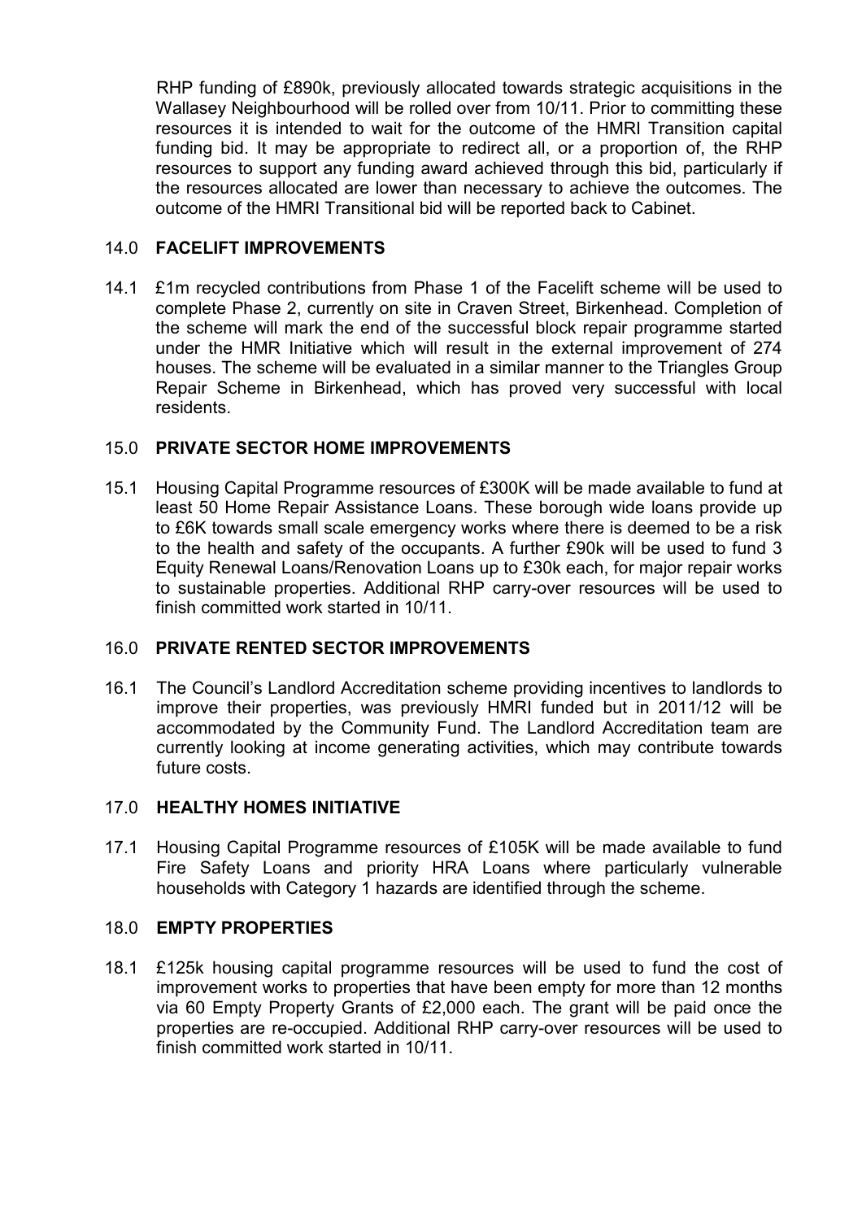RHP funding of £890k, previously allocated towards strategic acquisitions in the Wallasey Neighbourhood will be rolled over from 10/11. Prior to committing these resources it is intended to wait for the outcome of the HMRI Transition capital funding bid. It may be appropriate to redirect all, or a proportion of, the RHP resources to support any funding award achieved through this bid, particularly if the resources allocated are lower than necessary to achieve the outcomes. The outcome of the HMRI Transitional bid will be reported back to Cabinet.

## 14.0 FACELIFT IMPROVEMENTS

14.1 £1m recycled contributions from Phase 1 of the Facelift scheme will be used to complete Phase 2, currently on site in Craven Street, Birkenhead. Completion of the scheme will mark the end of the successful block repair programme started under the HMR Initiative which will result in the external improvement of 274 houses. The scheme will be evaluated in a similar manner to the Triangles Group Repair Scheme in Birkenhead, which has proved very successful with local residents.

## 15.0 PRIVATE SECTOR HOME IMPROVEMENTS

15.1 Housing Capital Programme resources of £300K will be made available to fund at least 50 Home Repair Assistance Loans. These borough wide loans provide up to £6K towards small scale emergency works where there is deemed to be a risk to the health and safety of the occupants. A further £90k will be used to fund 3 Equity Renewal Loans/Renovation Loans up to £30k each, for major repair works to sustainable properties. Additional RHP carry-over resources will be used to finish committed work started in 10/11.

## 16.0 PRIVATE RENTED SECTOR IMPROVEMENTS

16.1 The Council's Landlord Accreditation scheme providing incentives to landlords to improve their properties, was previously HMRI funded but in 2011/12 will be accommodated by the Community Fund. The Landlord Accreditation team are currently looking at income generating activities, which may contribute towards future costs.

## 17.0 HEALTHY HOMES INITIATIVE

17.1 Housing Capital Programme resources of £105K will be made available to fund Fire Safety Loans and priority HRA Loans where particularly vulnerable households with Category 1 hazards are identified through the scheme.

## 18.0 EMPTY PROPERTIES

18.1 £125k housing capital programme resources will be used to fund the cost of improvement works to properties that have been empty for more than 12 months via 60 Empty Property Grants of £2,000 each. The grant will be paid once the properties are re-occupied. Additional RHP carry-over resources will be used to finish committed work started in 10/11.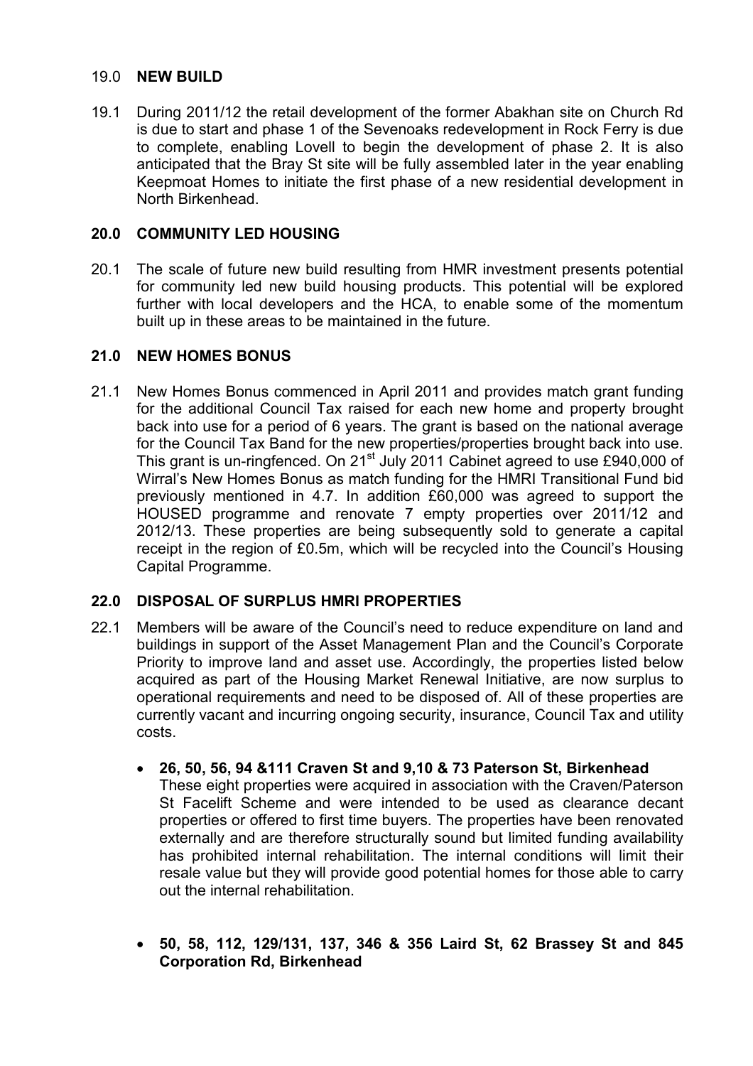## 19.0 **NEW BUILD**

19.1 During 2011/12 the retail development of the former Abakhan site on Church Rd is due to start and phase 1 of the Sevenoaks redevelopment in Rock Ferry is due to complete, enabling Lovell to begin the development of phase 2. It is also anticipated that the Bray St site will be fully assembled later in the year enabling Keepmoat Homes to initiate the first phase of a new residential development in North Birkenhead.

## **20.0 COMMUNITY LED HOUSING**

20.1 The scale of future new build resulting from HMR investment presents potential for community led new build housing products. This potential will be explored further with local developers and the HCA, to enable some of the momentum built up in these areas to be maintained in the future.

## **21.0 NEW HOMES BONUS**

21.1 New Homes Bonus commenced in April 2011 and provides match grant funding for the additional Council Tax raised for each new home and property brought back into use for a period of 6 years. The grant is based on the national average for the Council Tax Band for the new properties/properties brought back into use. This grant is un-ringfenced. On 21st July 2011 Cabinet agreed to use £940,000 of Wirral's New Homes Bonus as match funding for the HMRI Transitional Fund bid previously mentioned in 4.7. In addition £60,000 was agreed to support the HOUSED programme and renovate 7 empty properties over 2011/12 and 2012/13. These properties are being subsequently sold to generate a capital receipt in the region of £0.5m, which will be recycled into the Council's Housing Capital Programme.

## **22.0 DISPOSAL OF SURPLUS HMRI PROPERTIES**

22.1 Members will be aware of the Council's need to reduce expenditure on land and buildings in support of the Asset Management Plan and the Council's Corporate Priority to improve land and asset use. Accordingly, the properties listed below acquired as part of the Housing Market Renewal Initiative, are now surplus to operational requirements and need to be disposed of. All of these properties are currently vacant and incurring ongoing security, insurance, Council Tax and utility costs.

- **26, 50, 56, 94 &111 Craven St and 9,10 & 73 Paterson St, Birkenhead**
  These eight properties were acquired in association with the Craven/Paterson St Facelift Scheme and were intended to be used as clearance decant properties or offered to first time buyers. The properties have been renovated externally and are therefore structurally sound but limited funding availability has prohibited internal rehabilitation. The internal conditions will limit their resale value but they will provide good potential homes for those able to carry out the internal rehabilitation.

- **50, 58, 112, 129/131, 137, 346 & 356 Laird St, 62 Brassey St and 845 Corporation Rd, Birkenhead**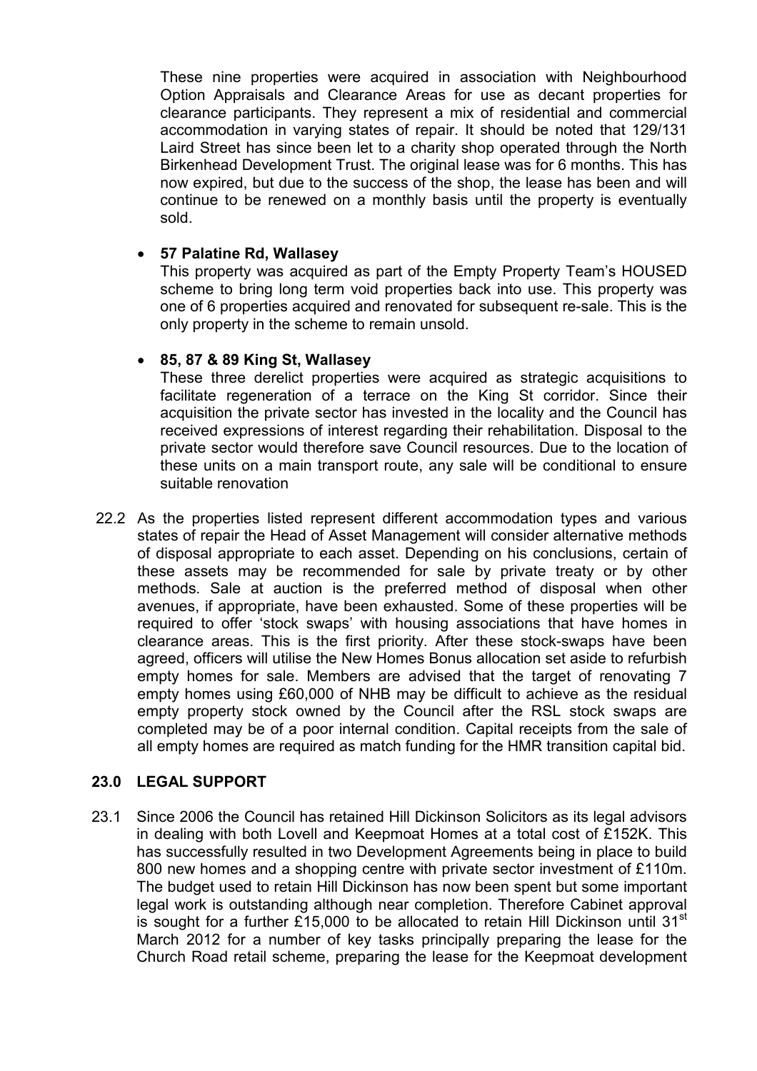These nine properties were acquired in association with Neighbourhood Option Appraisals and Clearance Areas for use as decant properties for clearance participants. They represent a mix of residential and commercial accommodation in varying states of repair. It should be noted that 129/131 Laird Street has since been let to a charity shop operated through the North Birkenhead Development Trust. The original lease was for 6 months. This has now expired, but due to the success of the shop, the lease has been and will continue to be renewed on a monthly basis until the property is eventually sold.

- **57 Palatine Rd, Wallasey**

  This property was acquired as part of the Empty Property Team's HOUSED scheme to bring long term void properties back into use. This property was one of 6 properties acquired and renovated for subsequent re-sale. This is the only property in the scheme to remain unsold.

- **85, 87 & 89 King St, Wallasey**

  These three derelict properties were acquired as strategic acquisitions to facilitate regeneration of a terrace on the King St corridor. Since their acquisition the private sector has invested in the locality and the Council has received expressions of interest regarding their rehabilitation. Disposal to the private sector would therefore save Council resources. Due to the location of these units on a main transport route, any sale will be conditional to ensure suitable renovation

22.2 As the properties listed represent different accommodation types and various states of repair the Head of Asset Management will consider alternative methods of disposal appropriate to each asset. Depending on his conclusions, certain of these assets may be recommended for sale by private treaty or by other methods. Sale at auction is the preferred method of disposal when other avenues, if appropriate, have been exhausted. Some of these properties will be required to offer 'stock swaps' with housing associations that have homes in clearance areas. This is the first priority. After these stock-swaps have been agreed, officers will utilise the New Homes Bonus allocation set aside to refurbish empty homes for sale. Members are advised that the target of renovating 7 empty homes using £60,000 of NHB may be difficult to achieve as the residual empty property stock owned by the Council after the RSL stock swaps are completed may be of a poor internal condition. Capital receipts from the sale of all empty homes are required as match funding for the HMR transition capital bid.

## 23.0 LEGAL SUPPORT

23.1 Since 2006 the Council has retained Hill Dickinson Solicitors as its legal advisors in dealing with both Lovell and Keepmoat Homes at a total cost of £152K. This has successfully resulted in two Development Agreements being in place to build 800 new homes and a shopping centre with private sector investment of £110m. The budget used to retain Hill Dickinson has now been spent but some important legal work is outstanding although near completion. Therefore Cabinet approval is sought for a further £15,000 to be allocated to retain Hill Dickinson until 31st March 2012 for a number of key tasks principally preparing the lease for the Church Road retail scheme, preparing the lease for the Keepmoat development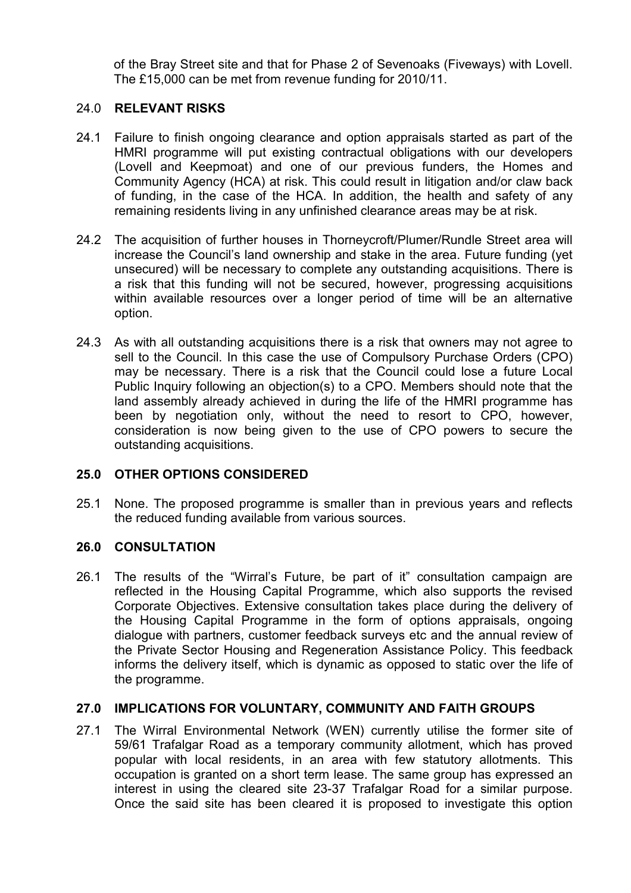of the Bray Street site and that for Phase 2 of Sevenoaks (Fiveways) with Lovell. The £15,000 can be met from revenue funding for 2010/11.

## 24.0 RELEVANT RISKS

24.1 Failure to finish ongoing clearance and option appraisals started as part of the HMRI programme will put existing contractual obligations with our developers (Lovell and Keepmoat) and one of our previous funders, the Homes and Community Agency (HCA) at risk. This could result in litigation and/or claw back of funding, in the case of the HCA. In addition, the health and safety of any remaining residents living in any unfinished clearance areas may be at risk.

24.2 The acquisition of further houses in Thorneycroft/Plumer/Rundle Street area will increase the Council's land ownership and stake in the area. Future funding (yet unsecured) will be necessary to complete any outstanding acquisitions. There is a risk that this funding will not be secured, however, progressing acquisitions within available resources over a longer period of time will be an alternative option.

24.3 As with all outstanding acquisitions there is a risk that owners may not agree to sell to the Council. In this case the use of Compulsory Purchase Orders (CPO) may be necessary. There is a risk that the Council could lose a future Local Public Inquiry following an objection(s) to a CPO. Members should note that the land assembly already achieved in during the life of the HMRI programme has been by negotiation only, without the need to resort to CPO, however, consideration is now being given to the use of CPO powers to secure the outstanding acquisitions.

## 25.0 OTHER OPTIONS CONSIDERED

25.1 None. The proposed programme is smaller than in previous years and reflects the reduced funding available from various sources.

## 26.0 CONSULTATION

26.1 The results of the "Wirral's Future, be part of it" consultation campaign are reflected in the Housing Capital Programme, which also supports the revised Corporate Objectives. Extensive consultation takes place during the delivery of the Housing Capital Programme in the form of options appraisals, ongoing dialogue with partners, customer feedback surveys etc and the annual review of the Private Sector Housing and Regeneration Assistance Policy. This feedback informs the delivery itself, which is dynamic as opposed to static over the life of the programme.

## 27.0 IMPLICATIONS FOR VOLUNTARY, COMMUNITY AND FAITH GROUPS

27.1 The Wirral Environmental Network (WEN) currently utilise the former site of 59/61 Trafalgar Road as a temporary community allotment, which has proved popular with local residents, in an area with few statutory allotments. This occupation is granted on a short term lease. The same group has expressed an interest in using the cleared site 23-37 Trafalgar Road for a similar purpose. Once the said site has been cleared it is proposed to investigate this option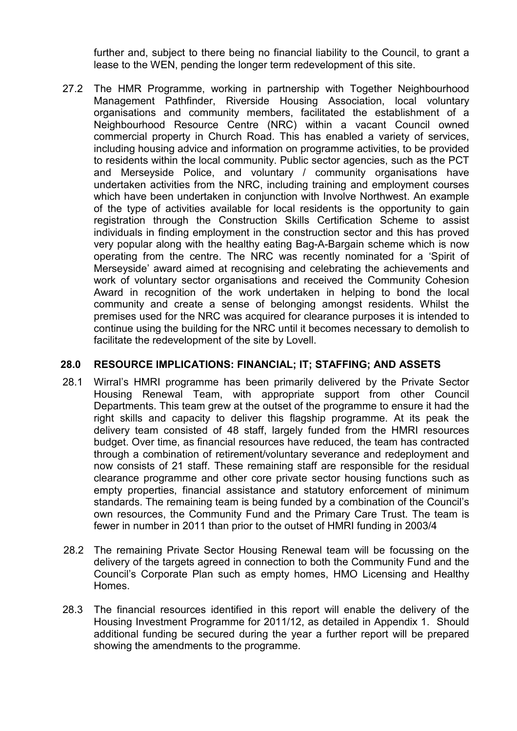further and, subject to there being no financial liability to the Council, to grant a lease to the WEN, pending the longer term redevelopment of this site.

27.2 The HMR Programme, working in partnership with Together Neighbourhood Management Pathfinder, Riverside Housing Association, local voluntary organisations and community members, facilitated the establishment of a Neighbourhood Resource Centre (NRC) within a vacant Council owned commercial property in Church Road. This has enabled a variety of services, including housing advice and information on programme activities, to be provided to residents within the local community. Public sector agencies, such as the PCT and Merseyside Police, and voluntary / community organisations have undertaken activities from the NRC, including training and employment courses which have been undertaken in conjunction with Involve Northwest. An example of the type of activities available for local residents is the opportunity to gain registration through the Construction Skills Certification Scheme to assist individuals in finding employment in the construction sector and this has proved very popular along with the healthy eating Bag-A-Bargain scheme which is now operating from the centre. The NRC was recently nominated for a 'Spirit of Merseyside' award aimed at recognising and celebrating the achievements and work of voluntary sector organisations and received the Community Cohesion Award in recognition of the work undertaken in helping to bond the local community and create a sense of belonging amongst residents. Whilst the premises used for the NRC was acquired for clearance purposes it is intended to continue using the building for the NRC until it becomes necessary to demolish to facilitate the redevelopment of the site by Lovell.

## 28.0 RESOURCE IMPLICATIONS: FINANCIAL; IT; STAFFING; AND ASSETS

28.1 Wirral's HMRI programme has been primarily delivered by the Private Sector Housing Renewal Team, with appropriate support from other Council Departments. This team grew at the outset of the programme to ensure it had the right skills and capacity to deliver this flagship programme. At its peak the delivery team consisted of 48 staff, largely funded from the HMRI resources budget. Over time, as financial resources have reduced, the team has contracted through a combination of retirement/voluntary severance and redeployment and now consists of 21 staff. These remaining staff are responsible for the residual clearance programme and other core private sector housing functions such as empty properties, financial assistance and statutory enforcement of minimum standards. The remaining team is being funded by a combination of the Council's own resources, the Community Fund and the Primary Care Trust. The team is fewer in number in 2011 than prior to the outset of HMRI funding in 2003/4

28.2 The remaining Private Sector Housing Renewal team will be focussing on the delivery of the targets agreed in connection to both the Community Fund and the Council's Corporate Plan such as empty homes, HMO Licensing and Healthy Homes.

28.3 The financial resources identified in this report will enable the delivery of the Housing Investment Programme for 2011/12, as detailed in Appendix 1. Should additional funding be secured during the year a further report will be prepared showing the amendments to the programme.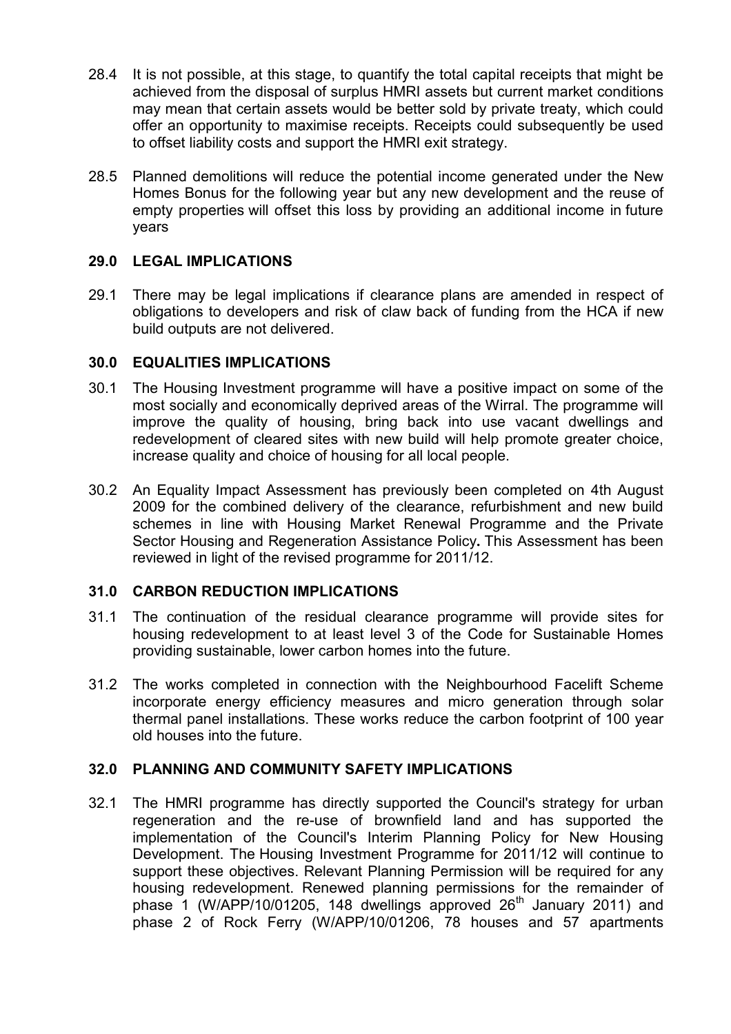28.4 It is not possible, at this stage, to quantify the total capital receipts that might be achieved from the disposal of surplus HMRI assets but current market conditions may mean that certain assets would be better sold by private treaty, which could offer an opportunity to maximise receipts. Receipts could subsequently be used to offset liability costs and support the HMRI exit strategy.

28.5 Planned demolitions will reduce the potential income generated under the New Homes Bonus for the following year but any new development and the reuse of empty properties will offset this loss by providing an additional income in future years

## 29.0 LEGAL IMPLICATIONS

29.1 There may be legal implications if clearance plans are amended in respect of obligations to developers and risk of claw back of funding from the HCA if new build outputs are not delivered.

## 30.0 EQUALITIES IMPLICATIONS

30.1 The Housing Investment programme will have a positive impact on some of the most socially and economically deprived areas of the Wirral. The programme will improve the quality of housing, bring back into use vacant dwellings and redevelopment of cleared sites with new build will help promote greater choice, increase quality and choice of housing for all local people.

30.2 An Equality Impact Assessment has previously been completed on 4th August 2009 for the combined delivery of the clearance, refurbishment and new build schemes in line with Housing Market Renewal Programme and the Private Sector Housing and Regeneration Assistance Policy**.** This Assessment has been reviewed in light of the revised programme for 2011/12.

## 31.0 CARBON REDUCTION IMPLICATIONS

31.1 The continuation of the residual clearance programme will provide sites for housing redevelopment to at least level 3 of the Code for Sustainable Homes providing sustainable, lower carbon homes into the future.

31.2 The works completed in connection with the Neighbourhood Facelift Scheme incorporate energy efficiency measures and micro generation through solar thermal panel installations. These works reduce the carbon footprint of 100 year old houses into the future.

## 32.0 PLANNING AND COMMUNITY SAFETY IMPLICATIONS

32.1 The HMRI programme has directly supported the Council's strategy for urban regeneration and the re-use of brownfield land and has supported the implementation of the Council's Interim Planning Policy for New Housing Development. The Housing Investment Programme for 2011/12 will continue to support these objectives. Relevant Planning Permission will be required for any housing redevelopment. Renewed planning permissions for the remainder of phase 1 (W/APP/10/01205, 148 dwellings approved 26th January 2011) and phase 2 of Rock Ferry (W/APP/10/01206, 78 houses and 57 apartments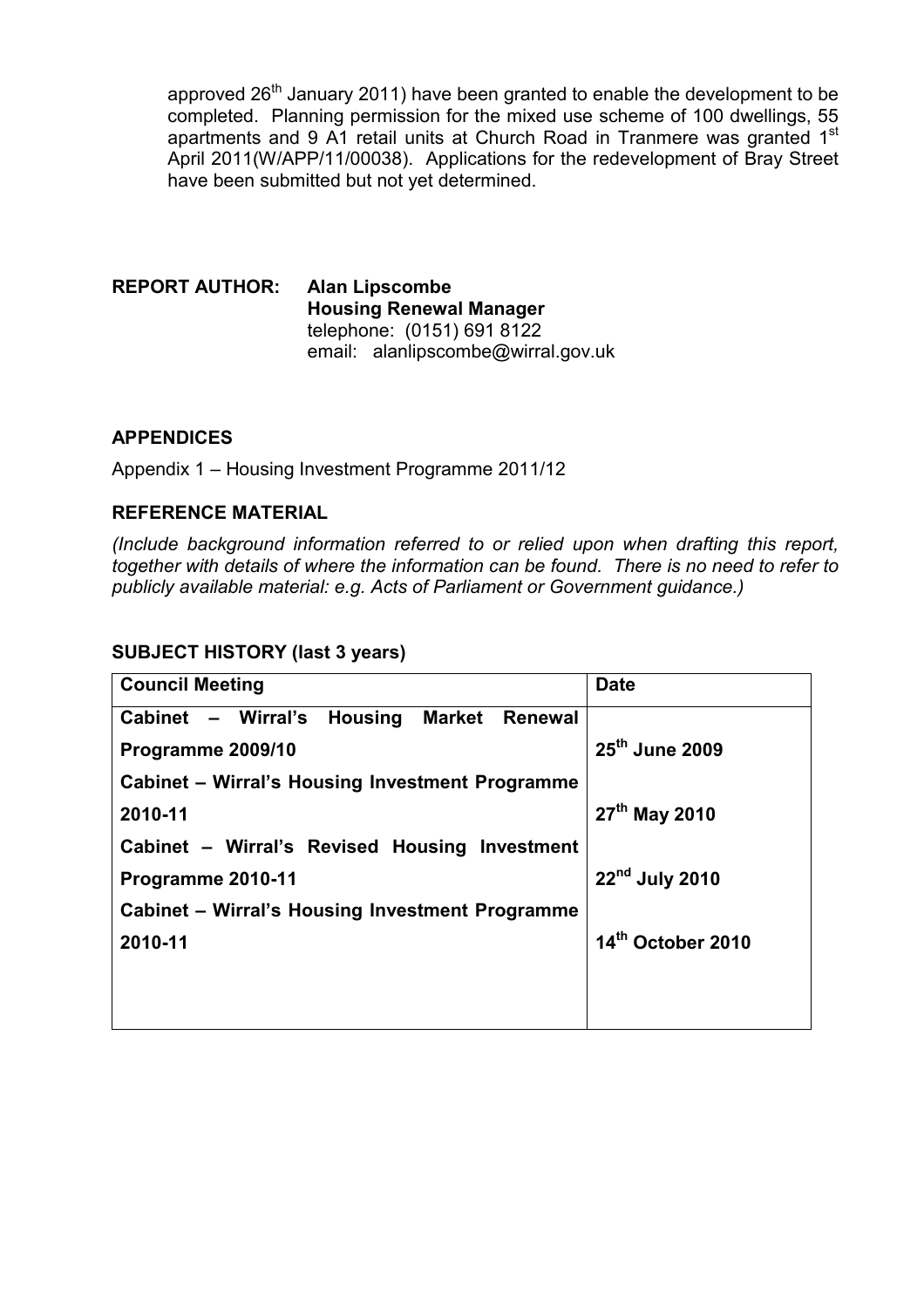approved 26th January 2011) have been granted to enable the development to be completed. Planning permission for the mixed use scheme of 100 dwellings, 55 apartments and 9 A1 retail units at Church Road in Tranmere was granted 1st April 2011(W/APP/11/00038). Applications for the redevelopment of Bray Street have been submitted but not yet determined.

**REPORT AUTHOR:** **Alan Lipscombe**
**Housing Renewal Manager**
telephone: (0151) 691 8122
email: alanlipscombe@wirral.gov.uk

## APPENDICES

Appendix 1 – Housing Investment Programme 2011/12

## REFERENCE MATERIAL

*(Include background information referred to or relied upon when drafting this report, together with details of where the information can be found. There is no need to refer to publicly available material: e.g. Acts of Parliament or Government guidance.)*

## SUBJECT HISTORY (last 3 years)

| Council Meeting | Date |
|---|---|
| **Cabinet – Wirral's Housing Market Renewal Programme 2009/10** | **25th June 2009** |
| **Cabinet – Wirral's Housing Investment Programme 2010-11** | **27th May 2010** |
| **Cabinet – Wirral's Revised Housing Investment Programme 2010-11** | **22nd July 2010** |
| **Cabinet – Wirral's Housing Investment Programme 2010-11** | **14th October 2010** |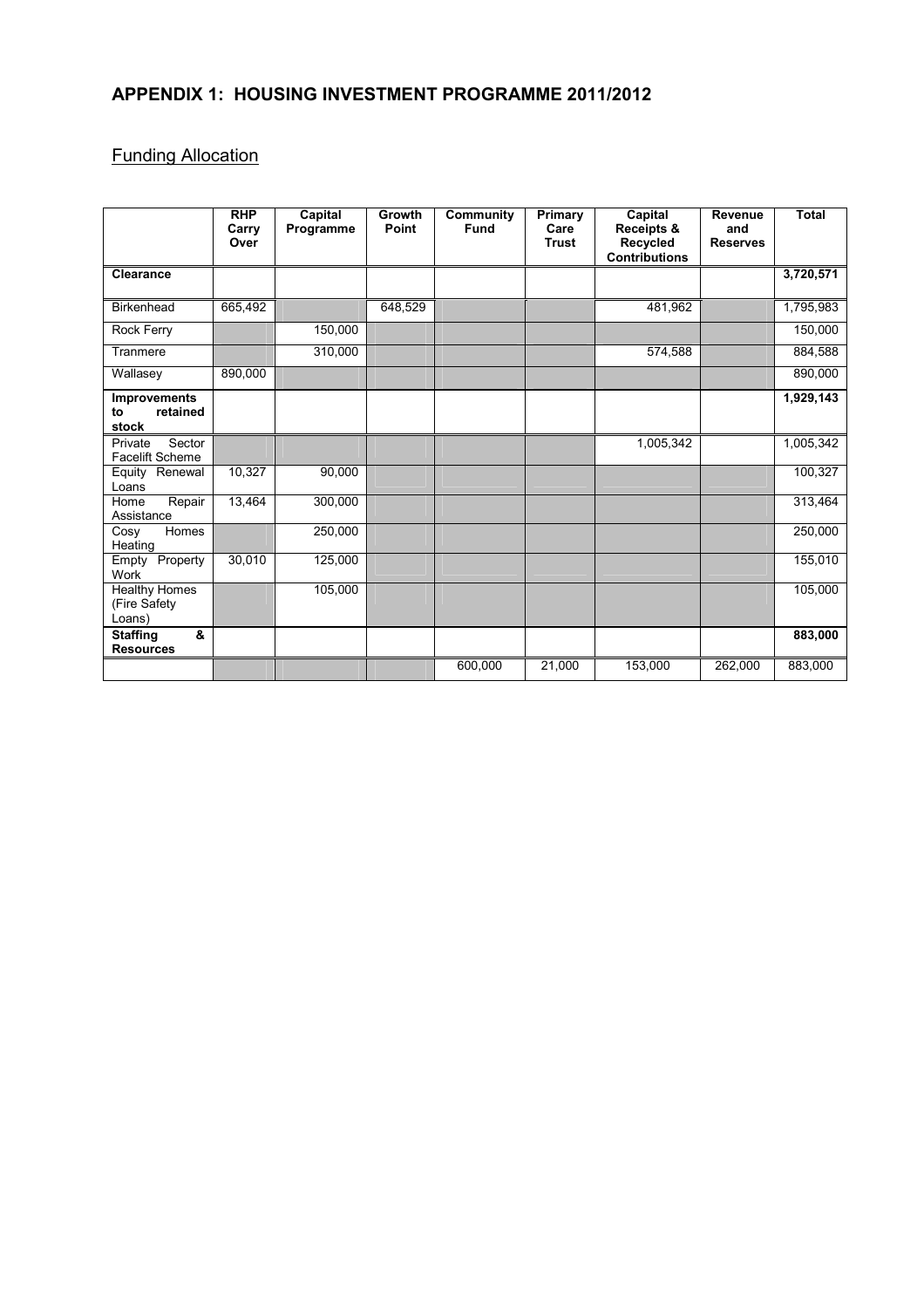## APPENDIX 1: HOUSING INVESTMENT PROGRAMME 2011/2012

### Funding Allocation

| | RHP Carry Over | Capital Programme | Growth Point | Community Fund | Primary Care Trust | Capital Receipts & Recycled Contributions | Revenue and Reserves | Total |
|---|---|---|---|---|---|---|---|---|
| **Clearance** | | | | | | | | **3,720,571** |
| Birkenhead | 665,492 | | 648,529 | | | 481,962 | | 1,795,983 |
| Rock Ferry | | 150,000 | | | | | | 150,000 |
| Tranmere | | 310,000 | | | | 574,588 | | 884,588 |
| Wallasey | 890,000 | | | | | | | 890,000 |
| **Improvements to retained stock** | | | | | | | | **1,929,143** |
| Private Sector Facelift Scheme | | | | | | 1,005,342 | | 1,005,342 |
| Equity Renewal Loans | 10,327 | 90,000 | | | | | | 100,327 |
| Home Repair Assistance | 13,464 | 300,000 | | | | | | 313,464 |
| Cosy Homes Heating | | 250,000 | | | | | | 250,000 |
| Empty Property Work | 30,010 | 125,000 | | | | | | 155,010 |
| Healthy Homes (Fire Safety Loans) | | 105,000 | | | | | | 105,000 |
| **Staffing & Resources** | | | | | | | | **883,000** |
| | | | | 600,000 | 21,000 | 153,000 | 262,000 | 883,000 |